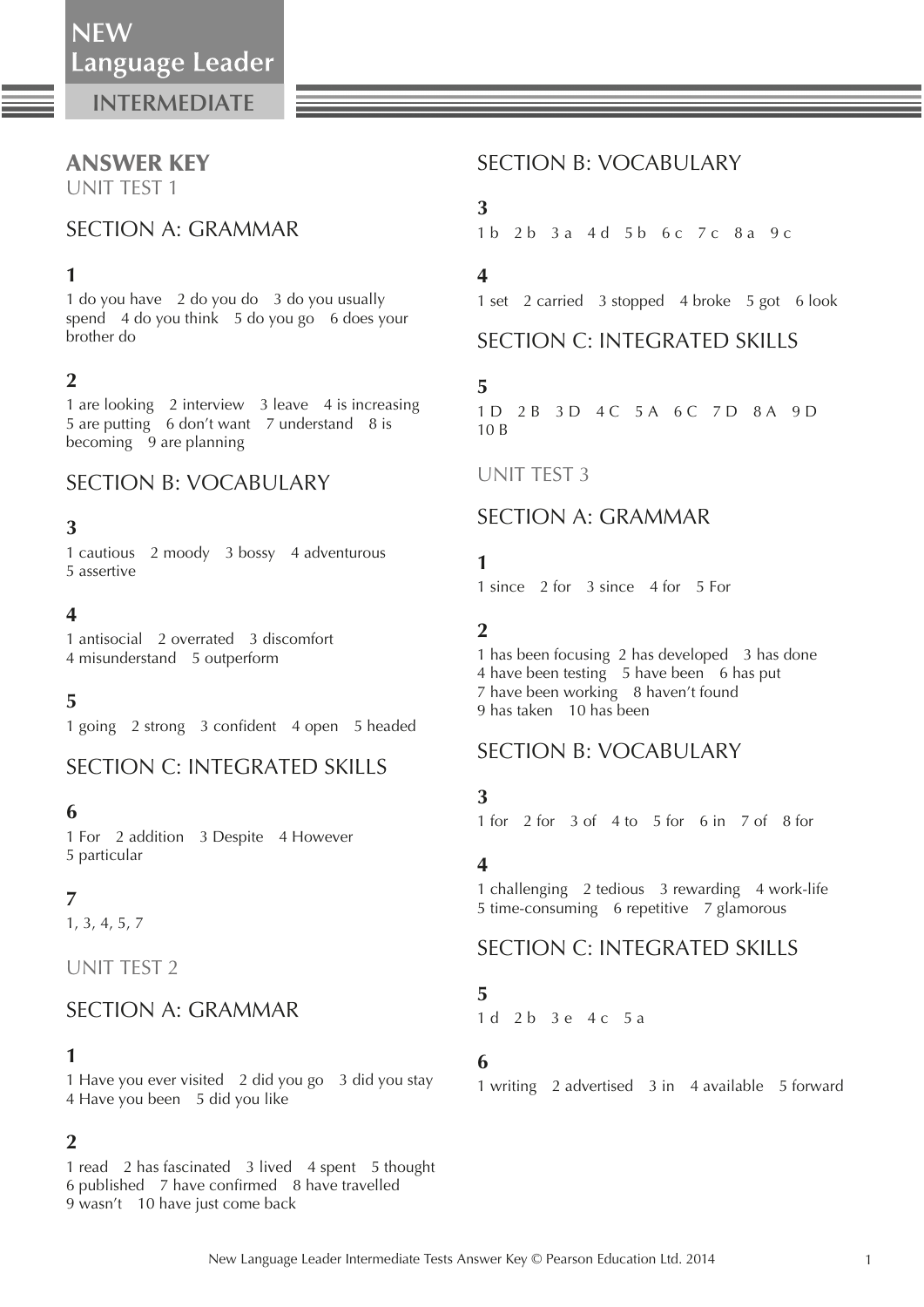# NEW Language Leader

## INTERMEDIATE

## ANSWER KEY

UNIT TEST 1

### SECTION A: GRAMMAR

**1**

1 do you have 2 do you do 3 do you usually spend 4 do you think 5 do you go 6 does your brother do

**2**

1 are looking 2 interview 3 leave 4 is increasing 5 are putting 6 don't want 7 understand 8 is becoming 9 are planning

### SECTION B: VOCABULARY

**3**

1 cautious 2 moody 3 bossy 4 adventurous 5 assertive

**4**

1 antisocial 2 overrated 3 discomfort 4 misunderstand 5 outperform

**5**

1 going 2 strong 3 confident 4 open 5 headed

### SECTION C: INTEGRATED SKILLS

**6**

1 For 2 addition 3 Despite 4 However 5 particular

**7**

1, 3, 4, 5, 7

UNIT TEST 2

### SECTION A: GRAMMAR

**1**

1 Have you ever visited 2 did you go 3 did you stay 4 Have you been 5 did you like

**2**

1 read 2 has fascinated 3 lived 4 spent 5 thought 6 published 7 have confirmed 8 have travelled 9 wasn't 10 have just come back

### SECTION B: VOCABULARY

**3**

1 b 2 b 3 a 4 d 5 b 6 c 7 c 8 a 9 c

**4**

1 set 2 carried 3 stopped 4 broke 5 got 6 look

### SECTION C: INTEGRATED SKILLS

**5**

1 D 2 B 3 D 4 C 5 A 6 C 7 D 8 A 9 D 10 B

UNIT TEST 3

### SECTION A: GRAMMAR

**1**

1 since 2 for 3 since 4 for 5 For

**2**

1 has been focusing 2 has developed 3 has done 4 have been testing 5 have been 6 has put 7 have been working 8 haven't found 9 has taken 10 has been

### SECTION B: VOCABULARY

**3**

1 for 2 for 3 of 4 to 5 for 6 in 7 of 8 for

**4**

1 challenging 2 tedious 3 rewarding 4 work-life 5 time-consuming 6 repetitive 7 glamorous

### SECTION C: INTEGRATED SKILLS

**5**

1 d 2 b 3 e 4 c 5 a

**6**

1 writing 2 advertised 3 in 4 available 5 forward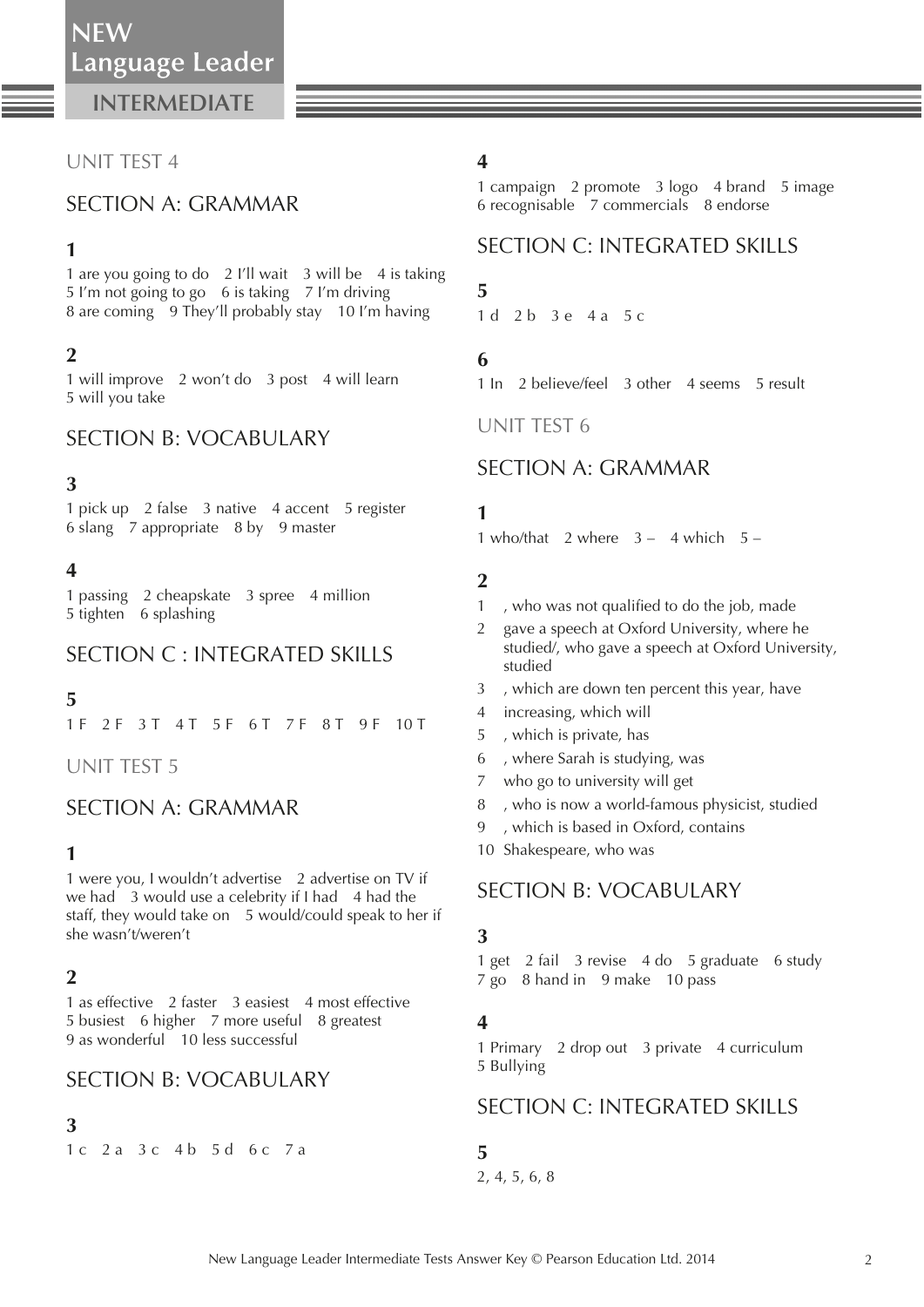## UNIT TEST 4

### SECTION A: GRAMMAR

**1**

1 are you going to do 2 I'll wait 3 will be 4 is taking 5 I'm not going to go 6 is taking 7 I'm driving 8 are coming 9 They'll probably stay 10 I'm having

**2**

1 will improve 2 won't do 3 post 4 will learn 5 will you take

### SECTION B: VOCABULARY

**3**

1 pick up 2 false 3 native 4 accent 5 register 6 slang 7 appropriate 8 by 9 master

**4**

1 passing 2 cheapskate 3 spree 4 million 5 tighten 6 splashing

### SECTION C : INTEGRATED SKILLS

**5**

1 F 2 F 3 T 4 T 5 F 6 T 7 F 8 T 9 F 10 T

## UNIT TEST 5

### SECTION A: GRAMMAR

**1**

1 were you, I wouldn't advertise 2 advertise on TV if we had 3 would use a celebrity if I had 4 had the staff, they would take on 5 would/could speak to her if she wasn't/weren't

**2**

1 as effective 2 faster 3 easiest 4 most effective 5 busiest 6 higher 7 more useful 8 greatest 9 as wonderful 10 less successful

### SECTION B: VOCABULARY

**3**

1 c 2 a 3 c 4 b 5 d 6 c 7 a

**4**

1 campaign 2 promote 3 logo 4 brand 5 image 6 recognisable 7 commercials 8 endorse

### SECTION C: INTEGRATED SKILLS

**5**

1 d 2 b 3 e 4 a 5 c

**6**

1 In 2 believe/feel 3 other 4 seems 5 result

## UNIT TEST 6

### SECTION A: GRAMMAR

**1**

1 who/that 2 where 3 – 4 which 5 –

**2**

1 , who was not qualified to do the job, made
2 gave a speech at Oxford University, where he studied/, who gave a speech at Oxford University, studied
3 , which are down ten percent this year, have
4 increasing, which will
5 , which is private, has
6 , where Sarah is studying, was
7 who go to university will get
8 , who is now a world-famous physicist, studied
9 , which is based in Oxford, contains
10 Shakespeare, who was

### SECTION B: VOCABULARY

**3**

1 get 2 fail 3 revise 4 do 5 graduate 6 study 7 go 8 hand in 9 make 10 pass

**4**

1 Primary 2 drop out 3 private 4 curriculum 5 Bullying

### SECTION C: INTEGRATED SKILLS

**5**

2, 4, 5, 6, 8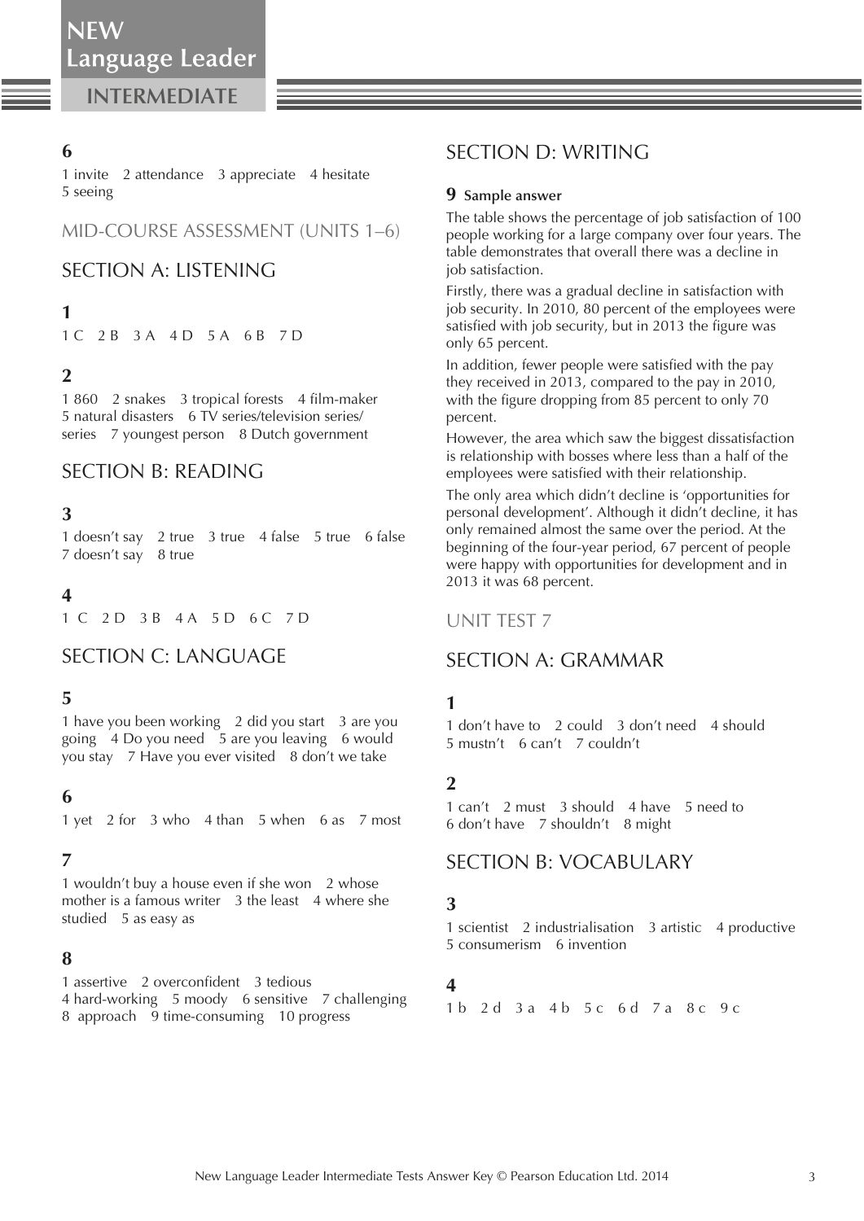### 6

1 invite  2 attendance  3 appreciate  4 hesitate  5 seeing

## MID-COURSE ASSESSMENT (UNITS 1–6)

## SECTION A: LISTENING

### 1

1 C  2 B  3 A  4 D  5 A  6 B  7 D

### 2

1 860  2 snakes  3 tropical forests  4 film-maker  5 natural disasters  6 TV series/television series/series  7 youngest person  8 Dutch government

## SECTION B: READING

### 3

1 doesn't say  2 true  3 true  4 false  5 true  6 false  7 doesn't say  8 true

### 4

1 C  2 D  3 B  4 A  5 D  6 C  7 D

## SECTION C: LANGUAGE

### 5

1 have you been working  2 did you start  3 are you going  4 Do you need  5 are you leaving  6 would you stay  7 Have you ever visited  8 don't we take

### 6

1 yet  2 for  3 who  4 than  5 when  6 as  7 most

### 7

1 wouldn't buy a house even if she won  2 whose mother is a famous writer  3 the least  4 where she studied  5 as easy as

### 8

1 assertive  2 overconfident  3 tedious  4 hard-working  5 moody  6 sensitive  7 challenging  8 approach  9 time-consuming  10 progress

## SECTION D: WRITING

### 9 Sample answer

The table shows the percentage of job satisfaction of 100 people working for a large company over four years. The table demonstrates that overall there was a decline in job satisfaction.

Firstly, there was a gradual decline in satisfaction with job security. In 2010, 80 percent of the employees were satisfied with job security, but in 2013 the figure was only 65 percent.

In addition, fewer people were satisfied with the pay they received in 2013, compared to the pay in 2010, with the figure dropping from 85 percent to only 70 percent.

However, the area which saw the biggest dissatisfaction is relationship with bosses where less than a half of the employees were satisfied with their relationship.

The only area which didn't decline is 'opportunities for personal development'. Although it didn't decline, it has only remained almost the same over the period. At the beginning of the four-year period, 67 percent of people were happy with opportunities for development and in 2013 it was 68 percent.

## UNIT TEST 7

## SECTION A: GRAMMAR

### 1

1 don't have to  2 could  3 don't need  4 should  5 mustn't  6 can't  7 couldn't

### 2

1 can't  2 must  3 should  4 have  5 need to  6 don't have  7 shouldn't  8 might

## SECTION B: VOCABULARY

### 3

1 scientist  2 industrialisation  3 artistic  4 productive  5 consumerism  6 invention

### 4

1 b  2 d  3 a  4 b  5 c  6 d  7 a  8 c  9 c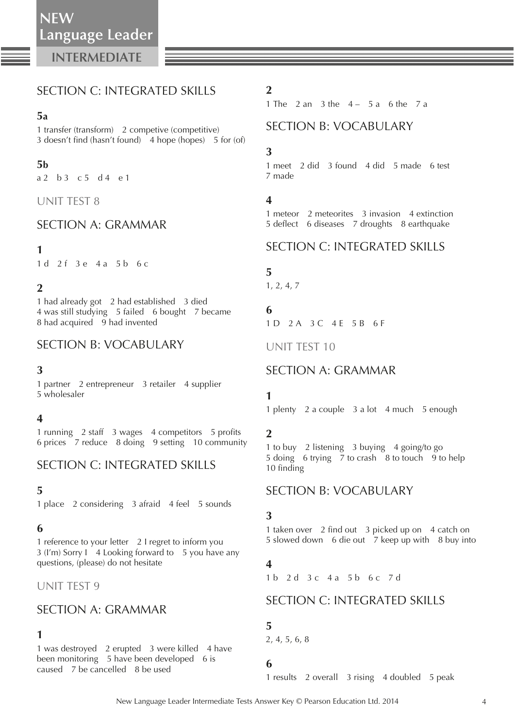## SECTION C: INTEGRATED SKILLS

### 5a

1 transfer (transform) 2 competive (competitive) 3 doesn't find (hasn't found) 4 hope (hopes) 5 for (of)

### 5b

a 2 b 3 c 5 d 4 e 1

# UNIT TEST 8

## SECTION A: GRAMMAR

### 1

1 d 2 f 3 e 4 a 5 b 6 c

### 2

1 had already got 2 had established 3 died 4 was still studying 5 failed 6 bought 7 became 8 had acquired 9 had invented

## SECTION B: VOCABULARY

### 3

1 partner 2 entrepreneur 3 retailer 4 supplier 5 wholesaler

### 4

1 running 2 staff 3 wages 4 competitors 5 profits 6 prices 7 reduce 8 doing 9 setting 10 community

## SECTION C: INTEGRATED SKILLS

### 5

1 place 2 considering 3 afraid 4 feel 5 sounds

### 6

1 reference to your letter 2 I regret to inform you 3 (I'm) Sorry I 4 Looking forward to 5 you have any questions, (please) do not hesitate

# UNIT TEST 9

## SECTION A: GRAMMAR

### 1

1 was destroyed 2 erupted 3 were killed 4 have been monitoring 5 have been developed 6 is caused 7 be cancelled 8 be used

### 2

1 The 2 an 3 the 4 – 5 a 6 the 7 a

## SECTION B: VOCABULARY

### 3

1 meet 2 did 3 found 4 did 5 made 6 test 7 made

### 4

1 meteor 2 meteorites 3 invasion 4 extinction 5 deflect 6 diseases 7 droughts 8 earthquake

## SECTION C: INTEGRATED SKILLS

### 5

1, 2, 4, 7

### 6

1 D 2 A 3 C 4 E 5 B 6 F

# UNIT TEST 10

## SECTION A: GRAMMAR

### 1

1 plenty 2 a couple 3 a lot 4 much 5 enough

### 2

1 to buy 2 listening 3 buying 4 going/to go 5 doing 6 trying 7 to crash 8 to touch 9 to help 10 finding

## SECTION B: VOCABULARY

### 3

1 taken over 2 find out 3 picked up on 4 catch on 5 slowed down 6 die out 7 keep up with 8 buy into

### 4

1 b 2 d 3 c 4 a 5 b 6 c 7 d

## SECTION C: INTEGRATED SKILLS

### 5

2, 4, 5, 6, 8

### 6

1 results 2 overall 3 rising 4 doubled 5 peak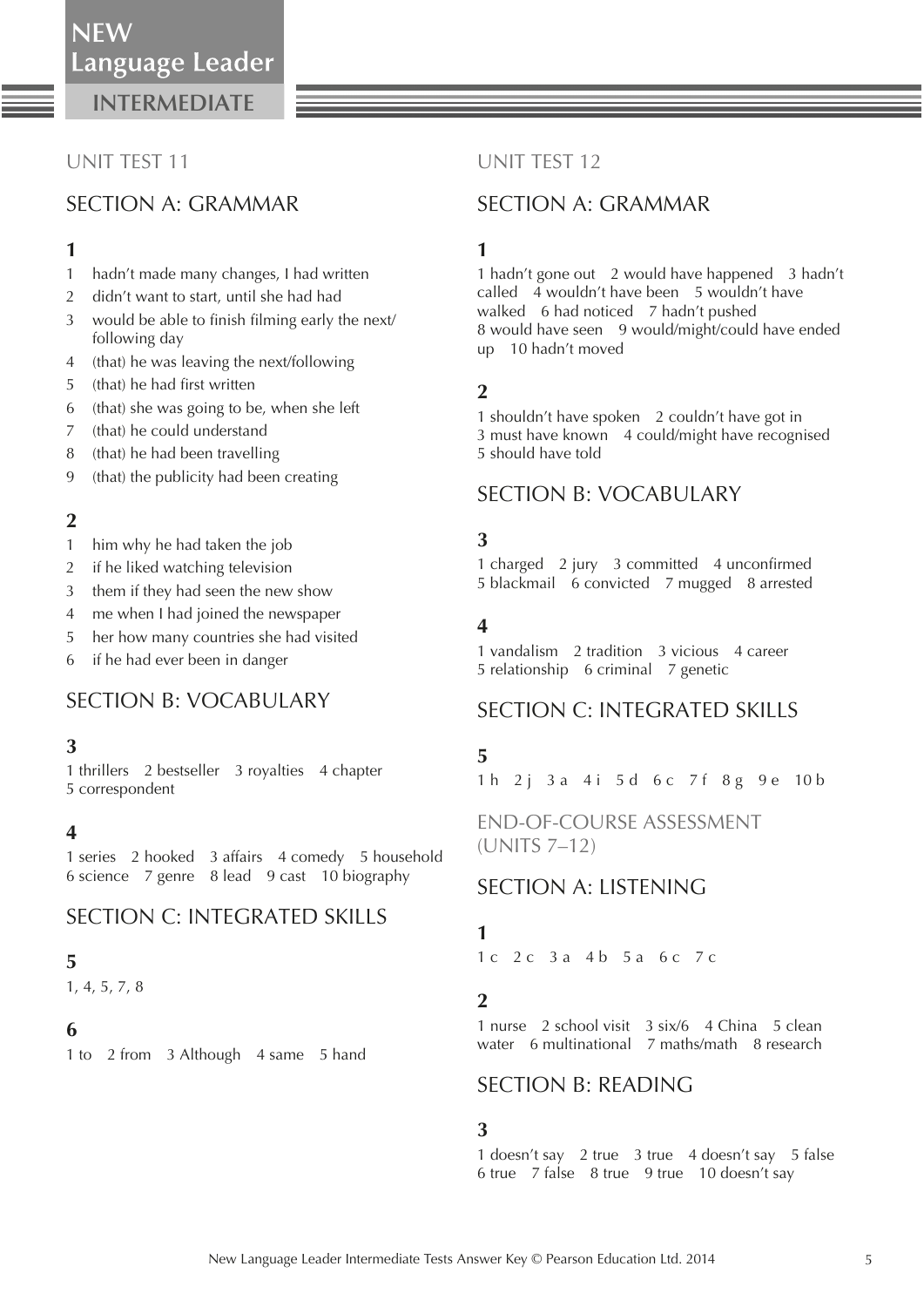# UNIT TEST 11

## SECTION A: GRAMMAR

### 1

1. hadn't made many changes, I had written
2. didn't want to start, until she had had
3. would be able to finish filming early the next/ following day
4. (that) he was leaving the next/following
5. (that) he had first written
6. (that) she was going to be, when she left
7. (that) he could understand
8. (that) he had been travelling
9. (that) the publicity had been creating

### 2

1. him why he had taken the job
2. if he liked watching television
3. them if they had seen the new show
4. me when I had joined the newspaper
5. her how many countries she had visited
6. if he had ever been in danger

## SECTION B: VOCABULARY

### 3

1 thrillers 2 bestseller 3 royalties 4 chapter 5 correspondent

### 4

1 series 2 hooked 3 affairs 4 comedy 5 household 6 science 7 genre 8 lead 9 cast 10 biography

## SECTION C: INTEGRATED SKILLS

### 5

1, 4, 5, 7, 8

### 6

1 to 2 from 3 Although 4 same 5 hand

# UNIT TEST 12

## SECTION A: GRAMMAR

### 1

1 hadn't gone out 2 would have happened 3 hadn't called 4 wouldn't have been 5 wouldn't have walked 6 had noticed 7 hadn't pushed 8 would have seen 9 would/might/could have ended up 10 hadn't moved

### 2

1 shouldn't have spoken 2 couldn't have got in 3 must have known 4 could/might have recognised 5 should have told

## SECTION B: VOCABULARY

### 3

1 charged 2 jury 3 committed 4 unconfirmed 5 blackmail 6 convicted 7 mugged 8 arrested

### 4

1 vandalism 2 tradition 3 vicious 4 career 5 relationship 6 criminal 7 genetic

## SECTION C: INTEGRATED SKILLS

### 5

1 h 2 j 3 a 4 i 5 d 6 c 7 f 8 g 9 e 10 b

# END-OF-COURSE ASSESSMENT (UNITS 7–12)

## SECTION A: LISTENING

### 1

1 c 2 c 3 a 4 b 5 a 6 c 7 c

### 2

1 nurse 2 school visit 3 six/6 4 China 5 clean water 6 multinational 7 maths/math 8 research

## SECTION B: READING

### 3

1 doesn't say 2 true 3 true 4 doesn't say 5 false 6 true 7 false 8 true 9 true 10 doesn't say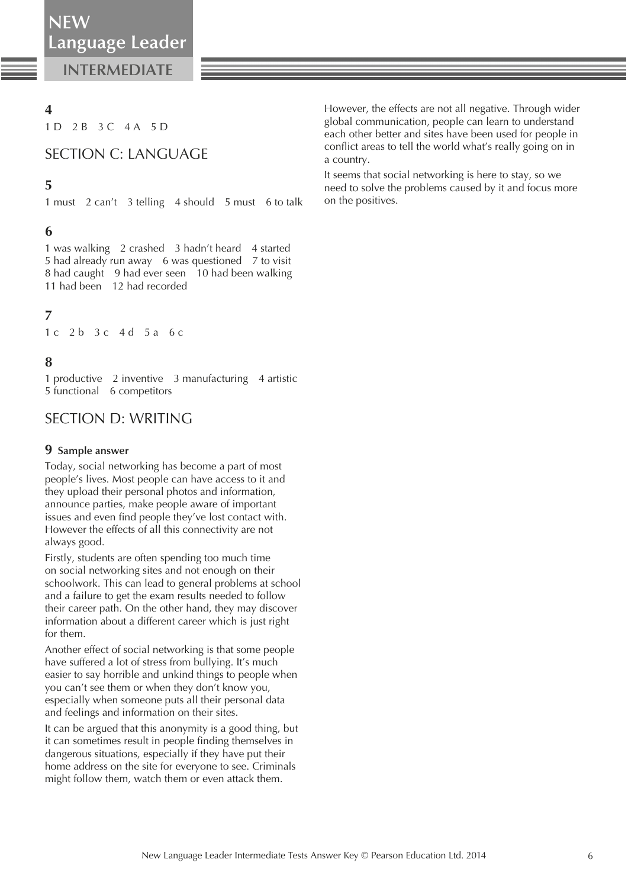### 4

1 D 2 B 3 C 4 A 5 D

## SECTION C: LANGUAGE

### 5

1 must 2 can't 3 telling 4 should 5 must 6 to talk

### 6

1 was walking 2 crashed 3 hadn't heard 4 started
5 had already run away 6 was questioned 7 to visit
8 had caught 9 had ever seen 10 had been walking
11 had been 12 had recorded

### 7

1 c 2 b 3 c 4 d 5 a 6 c

### 8

1 productive 2 inventive 3 manufacturing 4 artistic
5 functional 6 competitors

## SECTION D: WRITING

### 9 Sample answer

Today, social networking has become a part of most people's lives. Most people can have access to it and they upload their personal photos and information, announce parties, make people aware of important issues and even find people they've lost contact with. However the effects of all this connectivity are not always good.

Firstly, students are often spending too much time on social networking sites and not enough on their schoolwork. This can lead to general problems at school and a failure to get the exam results needed to follow their career path. On the other hand, they may discover information about a different career which is just right for them.

Another effect of social networking is that some people have suffered a lot of stress from bullying. It's much easier to say horrible and unkind things to people when you can't see them or when they don't know you, especially when someone puts all their personal data and feelings and information on their sites.

It can be argued that this anonymity is a good thing, but it can sometimes result in people finding themselves in dangerous situations, especially if they have put their home address on the site for everyone to see. Criminals might follow them, watch them or even attack them.

However, the effects are not all negative. Through wider global communication, people can learn to understand each other better and sites have been used for people in conflict areas to tell the world what's really going on in a country.

It seems that social networking is here to stay, so we need to solve the problems caused by it and focus more on the positives.